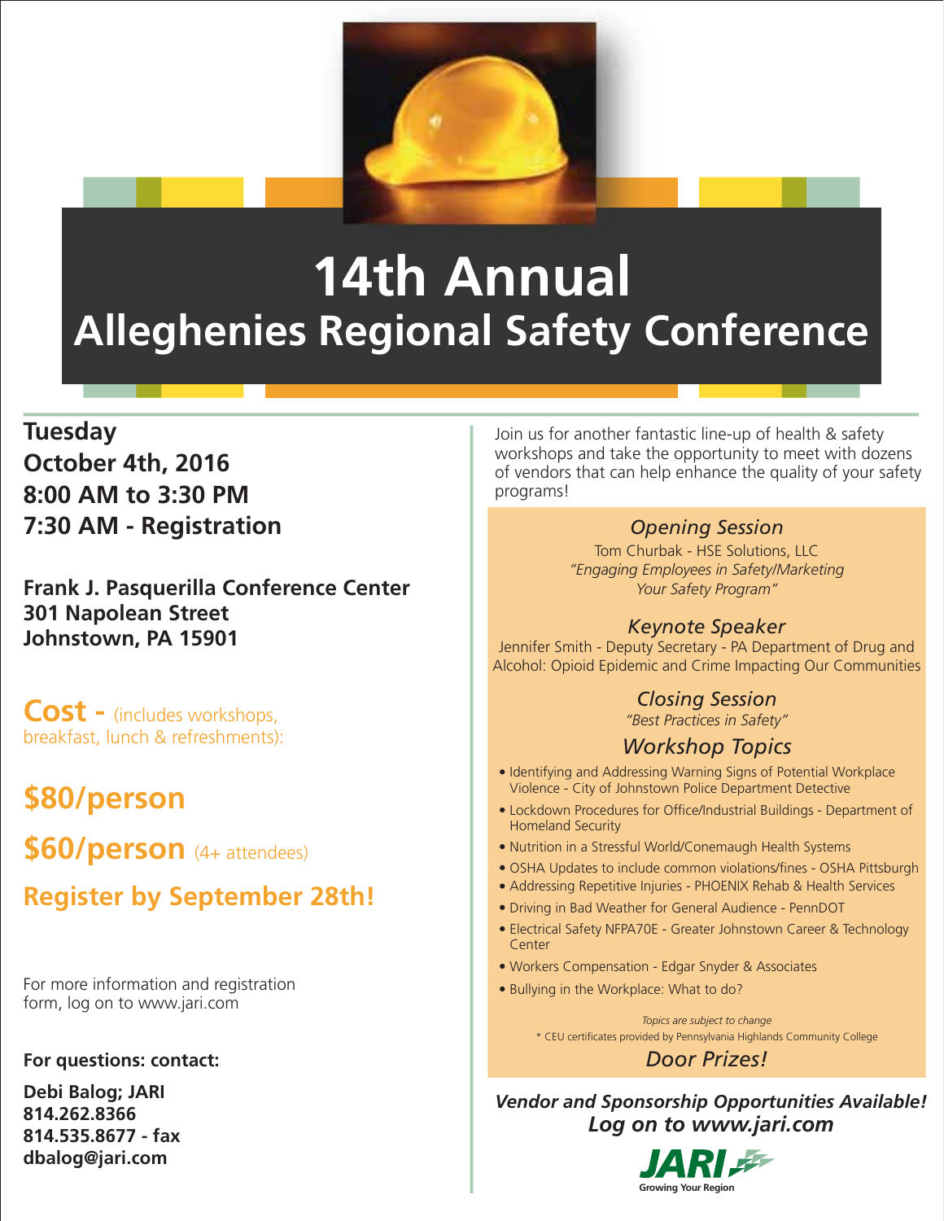# 14th Annual
## Allegheies Regional Safety Conference

**Tuesday**
**October 4th, 2016**
**8:00 AM to 3:30 PM**
**7:30 AM - Registration**

**Frank J. Pasquerilla Conference Center**
**301 Napolean Street**
**Johnstown, PA 15901**

**Cost -** (includes workshops, breakfast, lunch & refreshments):

**$80/person**

**$60/person** (4+ attendees)

**Register by September 28th!**

For more information and registration form, log on to www.jari.com

**For questions: contact:**

**Debi Balog; JARI**
**814.262.8366**
**814.535.8677 - fax**
**dbalog@jari.com**

Join us for another fantastic line-up of health & safety workshops and take the opportunity to meet with dozens of vendors that can help enhance the quality of your safety programs!

### *Opening Session*

Tom Churbak - HSE Solutions, LLC
*"Engaging Employees in Safety/Marketing Your Safety Program"*

### *Keynote Speaker*

Jennifer Smith - Deputy Secretary - PA Department of Drug and Alcohol: Opioid Epidemic and Crime Impacting Our Communities

### *Closing Session*

*"Best Practices in Safety"*

### *Workshop Topics*

- Identifying and Addressing Warning Signs of Potential Workplace Violence - City of Johnstown Police Department Detective
- Lockdown Procedures for Office/Industrial Buildings - Department of Homeland Security
- Nutrition in a Stressful World/Conemaugh Health Systems
- OSHA Updates to include common violations/fines - OSHA Pittsburgh
- Addressing Repetitive Injuries - PHOENIX Rehab & Health Services
- Driving in Bad Weather for General Audience - PennDOT
- Electrical Safety NFPA70E - Greater Johnstown Career & Technology Center
- Workers Compensation - Edgar Snyder & Associates
- Bullying in the Workplace: What to do?

*Topics are subject to change*

* CEU certificates provided by Pennsylvania Highlands Community College

*Door Prizes!*

***Vendor and Sponsorship Opportunities Available!***
***Log on to www.jari.com***

JARI
Growing Your Region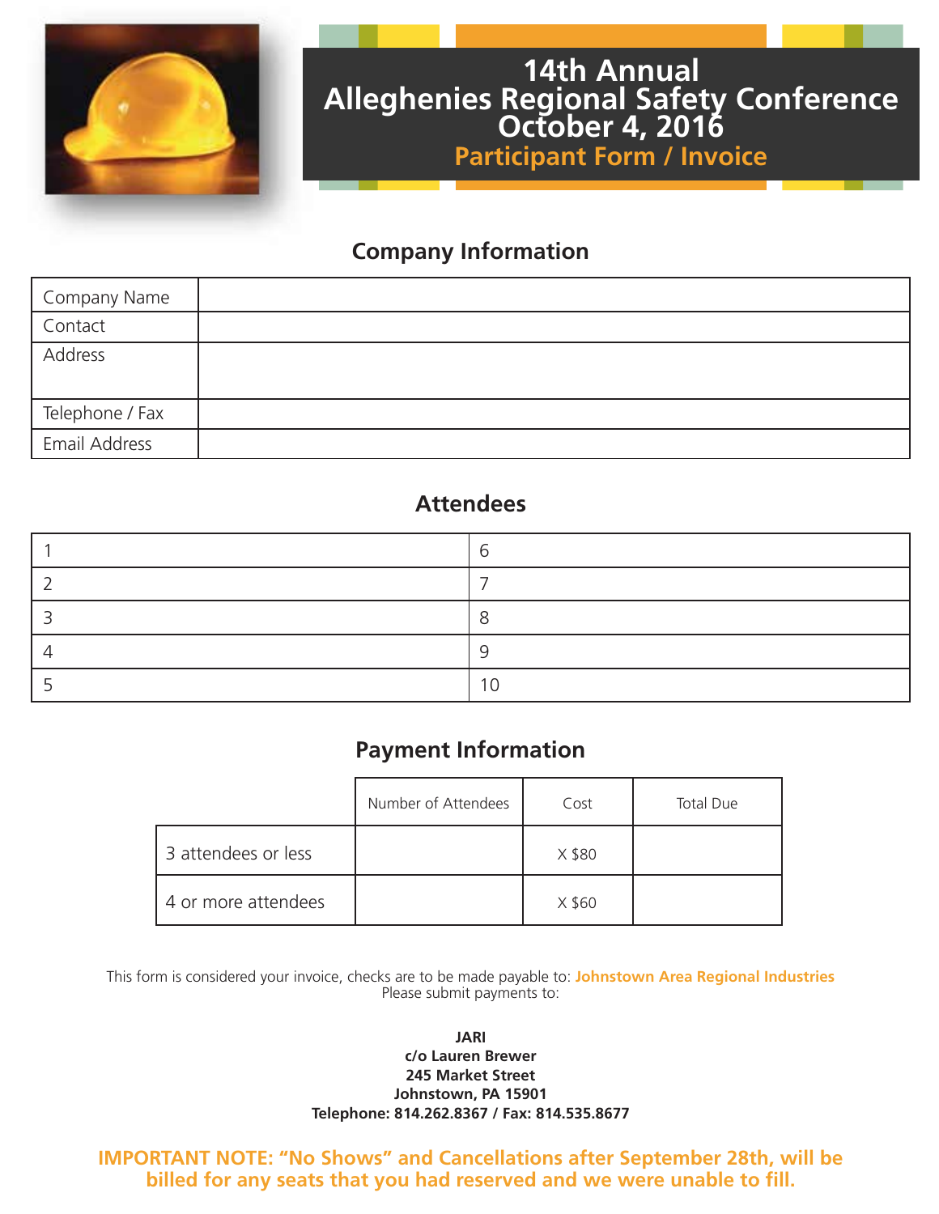# 14th Annual Alleghenies Regional Safety Conference October 4, 2016

## Participant Form / Invoice

### Company Information

| | |
|---|---|
| Company Name | |
| Contact | |
| Address | |
| Telephone / Fax | |
| Email Address | |

### Attendees

| | |
|---|---|
| 1 | 6 |
| 2 | 7 |
| 3 | 8 |
| 4 | 9 |
| 5 | 10 |

### Payment Information

| | Number of Attendees | Cost | Total Due |
|---|---|---|---|
| 3 attendees or less | | X $80 | |
| 4 or more attendees | | X $60 | |

This form is considered your invoice, checks are to be made payable to: **Johnstown Area Regional Industries**
Please submit payments to:

**JARI**
**c/o Lauren Brewer**
**245 Market Street**
**Johnstown, PA 15901**
**Telephone: 814.262.8367 / Fax: 814.535.8677**

**IMPORTANT NOTE: "No Shows" and Cancellations after September 28th, will be billed for any seats that you had reserved and we were unable to fill.**